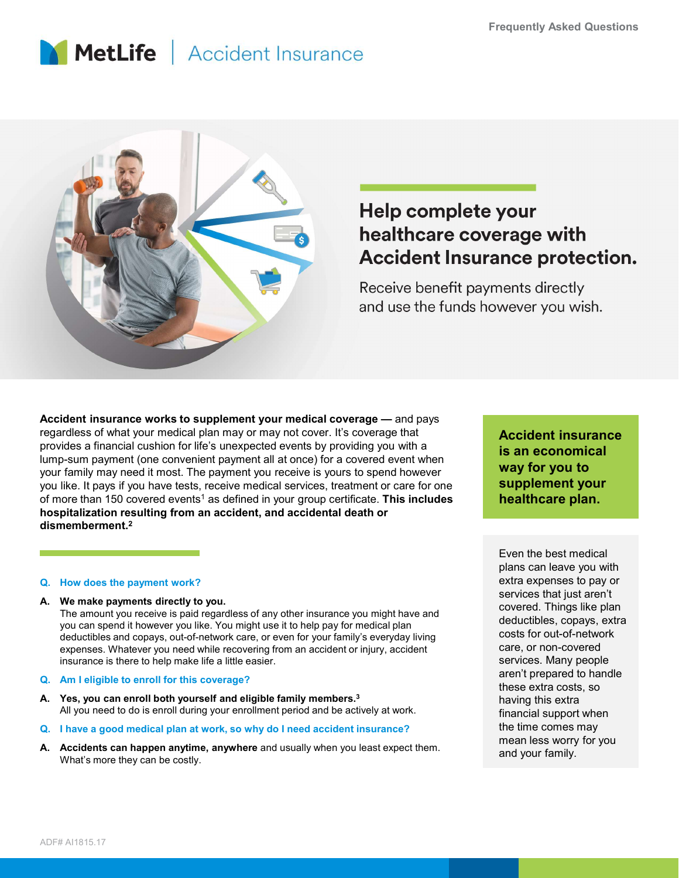# MetLife | Accident Insurance

Frequently Asked Questions

## Help complete your healthcare coverage with Accident Insurance protection.

Receive benefit payments directly and use the funds however you wish.

**Accident insurance works to supplement your medical coverage —** and pays regardless of what your medical plan may or may not cover. It's coverage that provides a financial cushion for life's unexpected events by providing you with a lump-sum payment (one convenient payment all at once) for a covered event when your family may need it most. The payment you receive is yours to spend however you like. It pays if you have tests, receive medical services, treatment or care for one of more than 150 covered events[1] as defined in your group certificate. **This includes hospitalization resulting from an accident, and accidental death or dismemberment.[2]**

**Q. How does the payment work?**

**A. We make payments directly to you.**
The amount you receive is paid regardless of any other insurance you might have and you can spend it however you like. You might use it to help pay for medical plan deductibles and copays, out-of-network care, or even for your family's everyday living expenses. Whatever you need while recovering from an accident or injury, accident insurance is there to help make life a little easier.

**Q. Am I eligible to enroll for this coverage?**

**A. Yes, you can enroll both yourself and eligible family members.[3]**
All you need to do is enroll during your enrollment period and be actively at work.

**Q. I have a good medical plan at work, so why do I need accident insurance?**

**A. Accidents can happen anytime, anywhere** and usually when you least expect them. What's more they can be costly.

**Accident insurance is an economical way for you to supplement your healthcare plan.**

Even the best medical plans can leave you with extra expenses to pay or services that just aren't covered. Things like plan deductibles, copays, extra costs for out-of-network care, or non-covered services. Many people aren't prepared to handle these extra costs, so having this extra financial support when the time comes may mean less worry for you and your family.

ADF# AI1815.17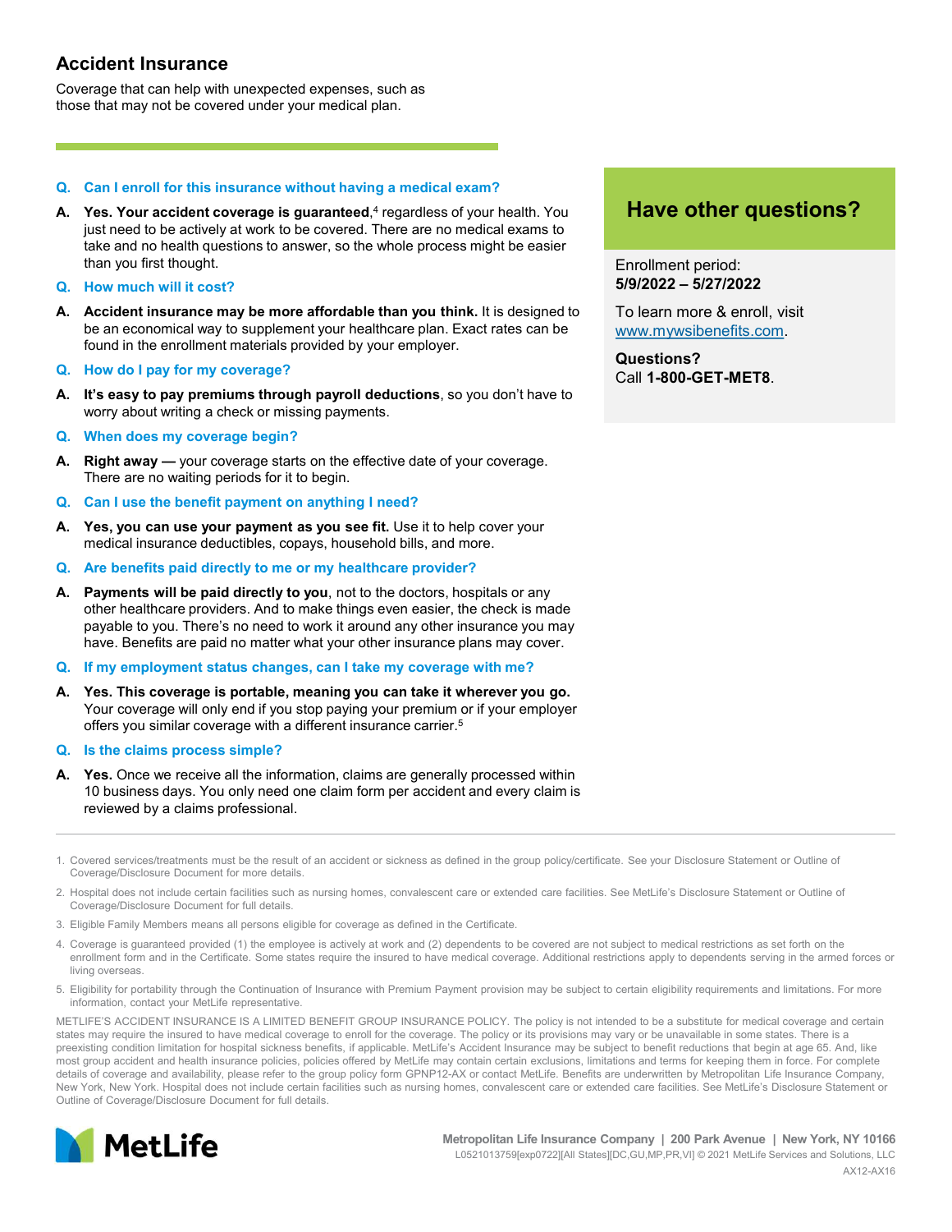# Accident Insurance

Coverage that can help with unexpected expenses, such as those that may not be covered under your medical plan.

**Q. Can I enroll for this insurance without having a medical exam?**

**A. Yes. Your accident coverage is guaranteed,**[4] regardless of your health. You just need to be actively at work to be covered. There are no medical exams to take and no health questions to answer, so the whole process might be easier than you first thought.

**Q. How much will it cost?**

**A. Accident insurance may be more affordable than you think.** It is designed to be an economical way to supplement your healthcare plan. Exact rates can be found in the enrollment materials provided by your employer.

**Q. How do I pay for my coverage?**

**A. It's easy to pay premiums through payroll deductions**, so you don't have to worry about writing a check or missing payments.

**Q. When does my coverage begin?**

**A. Right away —** your coverage starts on the effective date of your coverage. There are no waiting periods for it to begin.

**Q. Can I use the benefit payment on anything I need?**

**A. Yes, you can use your payment as you see fit.** Use it to help cover your medical insurance deductibles, copays, household bills, and more.

**Q. Are benefits paid directly to me or my healthcare provider?**

**A. Payments will be paid directly to you**, not to the doctors, hospitals or any other healthcare providers. And to make things even easier, the check is made payable to you. There's no need to work it around any other insurance you may have. Benefits are paid no matter what your other insurance plans may cover.

**Q. If my employment status changes, can I take my coverage with me?**

**A. Yes. This coverage is portable, meaning you can take it wherever you go.** Your coverage will only end if you stop paying your premium or if your employer offers you similar coverage with a different insurance carrier.[5]

**Q. Is the claims process simple?**

**A. Yes.** Once we receive all the information, claims are generally processed within 10 business days. You only need one claim form per accident and every claim is reviewed by a claims professional.

## Have other questions?

Enrollment period:
**5/9/2022 – 5/27/2022**

To learn more & enroll, visit www.mywsibenefits.com.

**Questions?**
Call **1-800-GET-MET8**.

---

1. Covered services/treatments must be the result of an accident or sickness as defined in the group policy/certificate. See your Disclosure Statement or Outline of Coverage/Disclosure Document for more details.
2. Hospital does not include certain facilities such as nursing homes, convalescent care or extended care facilities. See MetLife's Disclosure Statement or Outline of Coverage/Disclosure Document for full details.
3. Eligible Family Members means all persons eligible for coverage as defined in the Certificate.
4. Coverage is guaranteed provided (1) the employee is actively at work and (2) dependents to be covered are not subject to medical restrictions as set forth on the enrollment form and in the Certificate. Some states require the insured to have medical coverage. Additional restrictions apply to dependents serving in the armed forces or living overseas.
5. Eligibility for portability through the Continuation of Insurance with Premium Payment provision may be subject to certain eligibility requirements and limitations. For more information, contact your MetLife representative.

METLIFE'S ACCIDENT INSURANCE IS A LIMITED BENEFIT GROUP INSURANCE POLICY. The policy is not intended to be a substitute for medical coverage and certain states may require the insured to have medical coverage to enroll for the coverage. The policy or its provisions may vary or be unavailable in some states. There is a preexisting condition limitation for hospital sickness benefits, if applicable. MetLife's Accident Insurance may be subject to benefit reductions that begin at age 65. And, like most group accident and health insurance policies, policies offered by MetLife may contain certain exclusions, limitations and terms for keeping them in force. For complete details of coverage and availability, please refer to the group policy form GPNP12-AX or contact MetLife. Benefits are underwritten by Metropolitan Life Insurance Company, New York, New York. Hospital does not include certain facilities such as nursing homes, convalescent care or extended care facilities. See MetLife's Disclosure Statement or Outline of Coverage/Disclosure Document for full details.

MetLife

**Metropolitan Life Insurance Company | 200 Park Avenue | New York, NY 10166**
L0521013759[exp0722][All States][DC,GU,MP,PR,VI] © 2021 MetLife Services and Solutions, LLC
AX12-AX16